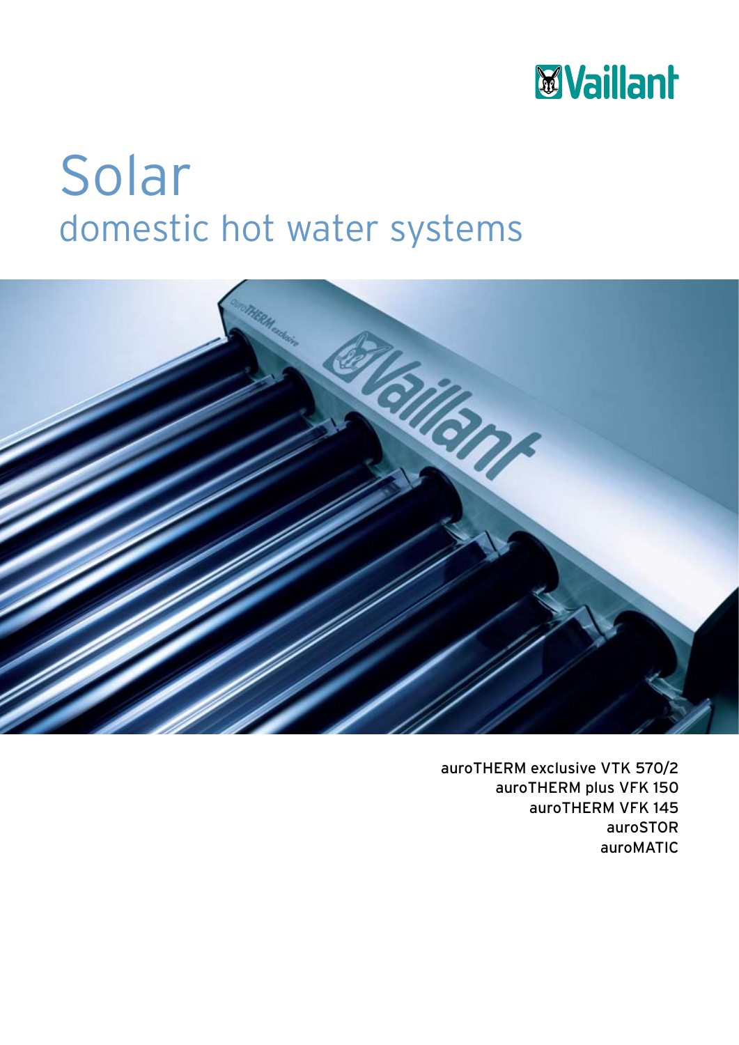Vaillant

# Solar

## domestic hot water systems

auroTHERM exclusive VTK 570/2
auroTHERM plus VFK 150
auroTHERM VFK 145
auroSTOR
auroMATIC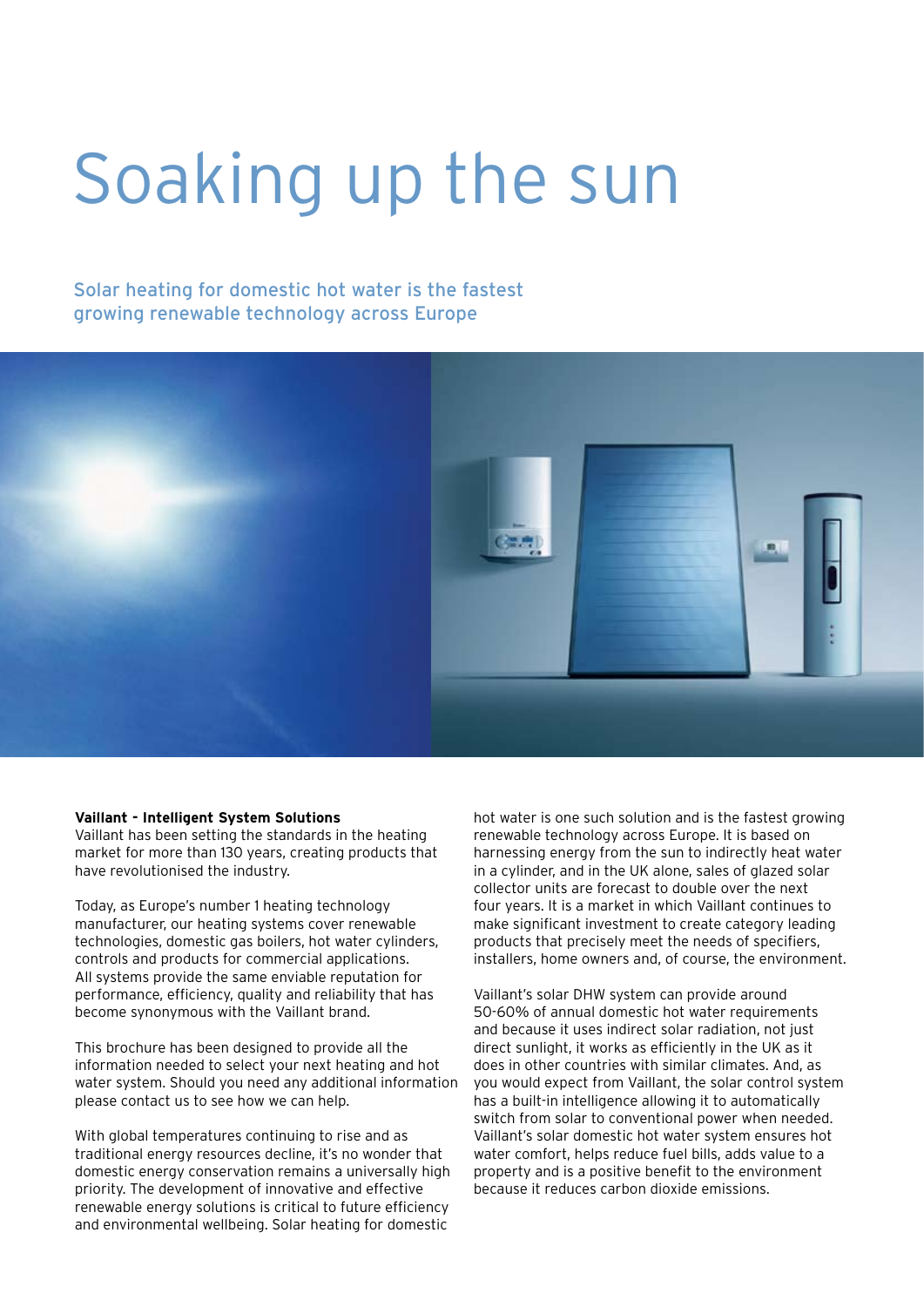# Soaking up the sun

## Solar heating for domestic hot water is the fastest growing renewable technology across Europe

**Vaillant - Intelligent System Solutions**
Vaillant has been setting the standards in the heating market for more than 130 years, creating products that have revolutionised the industry.

Today, as Europe's number 1 heating technology manufacturer, our heating systems cover renewable technologies, domestic gas boilers, hot water cylinders, controls and products for commercial applications. All systems provide the same enviable reputation for performance, efficiency, quality and reliability that has become synonymous with the Vaillant brand.

This brochure has been designed to provide all the information needed to select your next heating and hot water system. Should you need any additional information please contact us to see how we can help.

With global temperatures continuing to rise and as traditional energy resources decline, it's no wonder that domestic energy conservation remains a universally high priority. The development of innovative and effective renewable energy solutions is critical to future efficiency and environmental wellbeing. Solar heating for domestic hot water is one such solution and is the fastest growing renewable technology across Europe. It is based on harnessing energy from the sun to indirectly heat water in a cylinder, and in the UK alone, sales of glazed solar collector units are forecast to double over the next four years. It is a market in which Vaillant continues to make significant investment to create category leading products that precisely meet the needs of specifiers, installers, home owners and, of course, the environment.

Vaillant's solar DHW system can provide around 50-60% of annual domestic hot water requirements and because it uses indirect solar radiation, not just direct sunlight, it works as efficiently in the UK as it does in other countries with similar climates. And, as you would expect from Vaillant, the solar control system has a built-in intelligence allowing it to automatically switch from solar to conventional power when needed. Vaillant's solar domestic hot water system ensures hot water comfort, helps reduce fuel bills, adds value to a property and is a positive benefit to the environment because it reduces carbon dioxide emissions.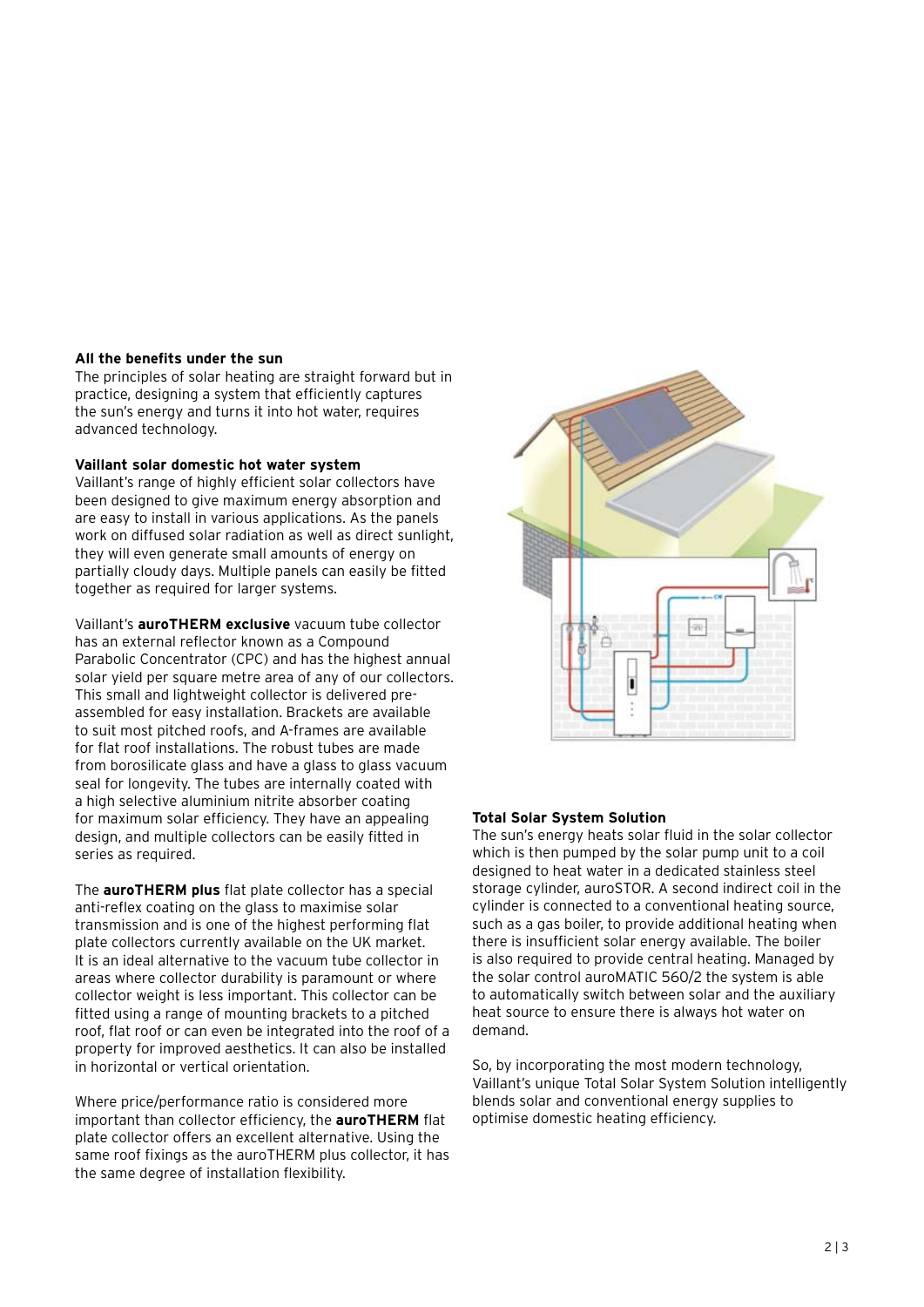**All the benefits under the sun**

The principles of solar heating are straight forward but in practice, designing a system that efficiently captures the sun's energy and turns it into hot water, requires advanced technology.

**Vaillant solar domestic hot water system**

Vaillant's range of highly efficient solar collectors have been designed to give maximum energy absorption and are easy to install in various applications. As the panels work on diffused solar radiation as well as direct sunlight, they will even generate small amounts of energy on partially cloudy days. Multiple panels can easily be fitted together as required for larger systems.

Vaillant's **auroTHERM exclusive** vacuum tube collector has an external reflector known as a Compound Parabolic Concentrator (CPC) and has the highest annual solar yield per square metre area of any of our collectors. This small and lightweight collector is delivered pre-assembled for easy installation. Brackets are available to suit most pitched roofs, and A-frames are available for flat roof installations. The robust tubes are made from borosilicate glass and have a glass to glass vacuum seal for longevity. The tubes are internally coated with a high selective aluminium nitrite absorber coating for maximum solar efficiency. They have an appealing design, and multiple collectors can be easily fitted in series as required.

The **auroTHERM plus** flat plate collector has a special anti-reflex coating on the glass to maximise solar transmission and is one of the highest performing flat plate collectors currently available on the UK market. It is an ideal alternative to the vacuum tube collector in areas where collector durability is paramount or where collector weight is less important. This collector can be fitted using a range of mounting brackets to a pitched roof, flat roof or can even be integrated into the roof of a property for improved aesthetics. It can also be installed in horizontal or vertical orientation.

Where price/performance ratio is considered more important than collector efficiency, the **auroTHERM** flat plate collector offers an excellent alternative. Using the same roof fixings as the auroTHERM plus collector, it has the same degree of installation flexibility.

**Total Solar System Solution**

The sun's energy heats solar fluid in the solar collector which is then pumped by the solar pump unit to a coil designed to heat water in a dedicated stainless steel storage cylinder, auroSTOR. A second indirect coil in the cylinder is connected to a conventional heating source, such as a gas boiler, to provide additional heating when there is insufficient solar energy available. The boiler is also required to provide central heating. Managed by the solar control auroMATIC 560/2 the system is able to automatically switch between solar and the auxiliary heat source to ensure there is always hot water on demand.

So, by incorporating the most modern technology, Vaillant's unique Total Solar System Solution intelligently blends solar and conventional energy supplies to optimise domestic heating efficiency.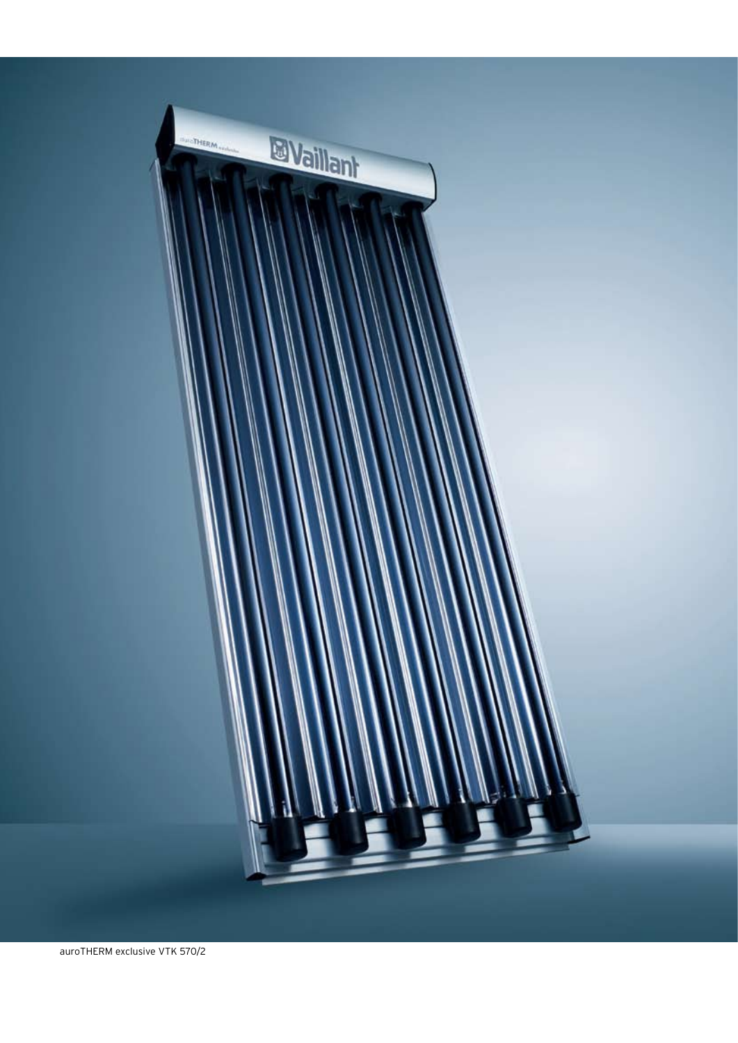auroTHERM exclusive VTK 570/2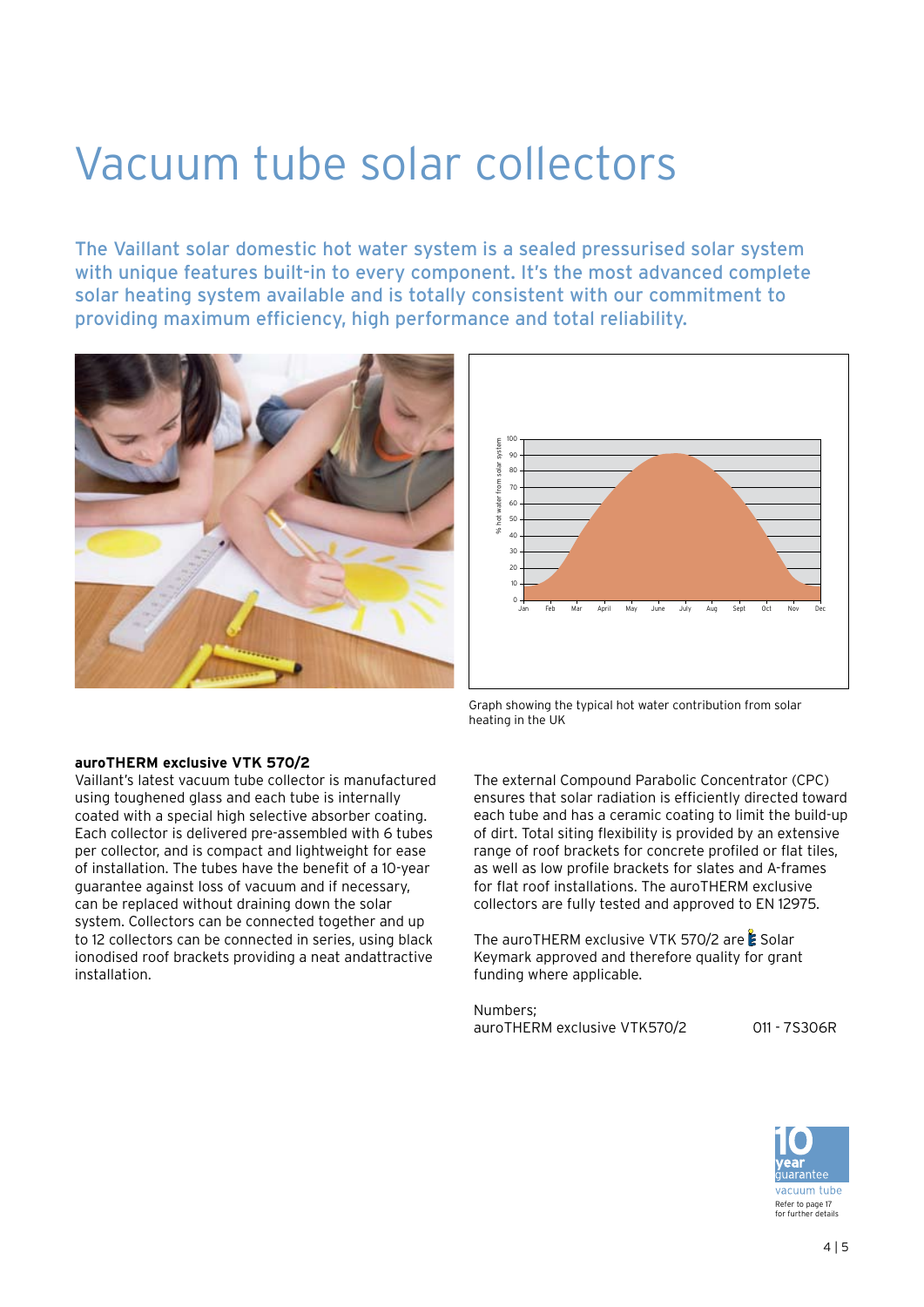# Vacuum tube solar collectors

The Vaillant solar domestic hot water system is a sealed pressurised solar system with unique features built-in to every component. It's the most advanced complete solar heating system available and is totally consistent with our commitment to providing maximum efficiency, high performance and total reliability.

Graph showing the typical hot water contribution from solar heating in the UK

**auroTHERM exclusive VTK 570/2**

Vaillant's latest vacuum tube collector is manufactured using toughened glass and each tube is internally coated with a special high selective absorber coating. Each collector is delivered pre-assembled with 6 tubes per collector, and is compact and lightweight for ease of installation. The tubes have the benefit of a 10-year guarantee against loss of vacuum and if necessary, can be replaced without draining down the solar system. Collectors can be connected together and up to 12 collectors can be connected in series, using black ionodised roof brackets providing a neat andattractive installation.

The external Compound Parabolic Concentrator (CPC) ensures that solar radiation is efficiently directed toward each tube and has a ceramic coating to limit the build-up of dirt. Total siting flexibility is provided by an extensive range of roof brackets for concrete profiled or flat tiles, as well as low profile brackets for slates and A-frames for flat roof installations. The auroTHERM exclusive collectors are fully tested and approved to EN 12975.

The auroTHERM exclusive VTK 570/2 are Solar Keymark approved and therefore quality for grant funding where applicable.

Numbers;

| auroTHERM exclusive VTK570/2 | 011 - 7S306R |
| --- | --- |

10 year guarantee vacuum tube
Refer to page 17 for further details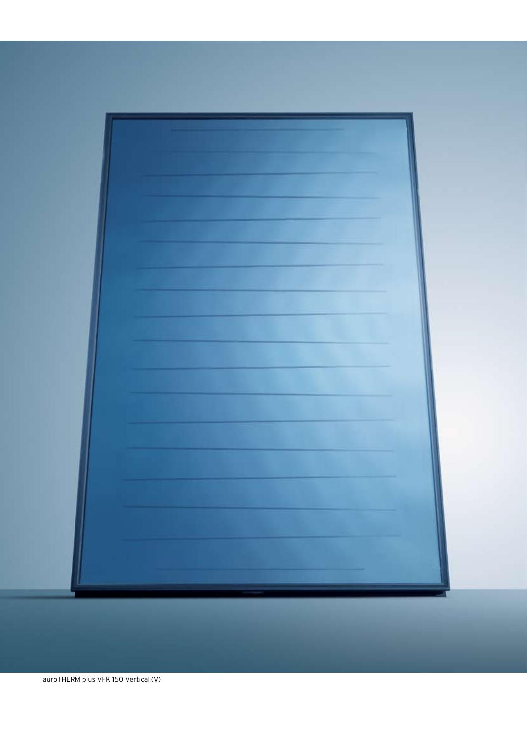auroTHERM plus VFK 150 Vertical (V)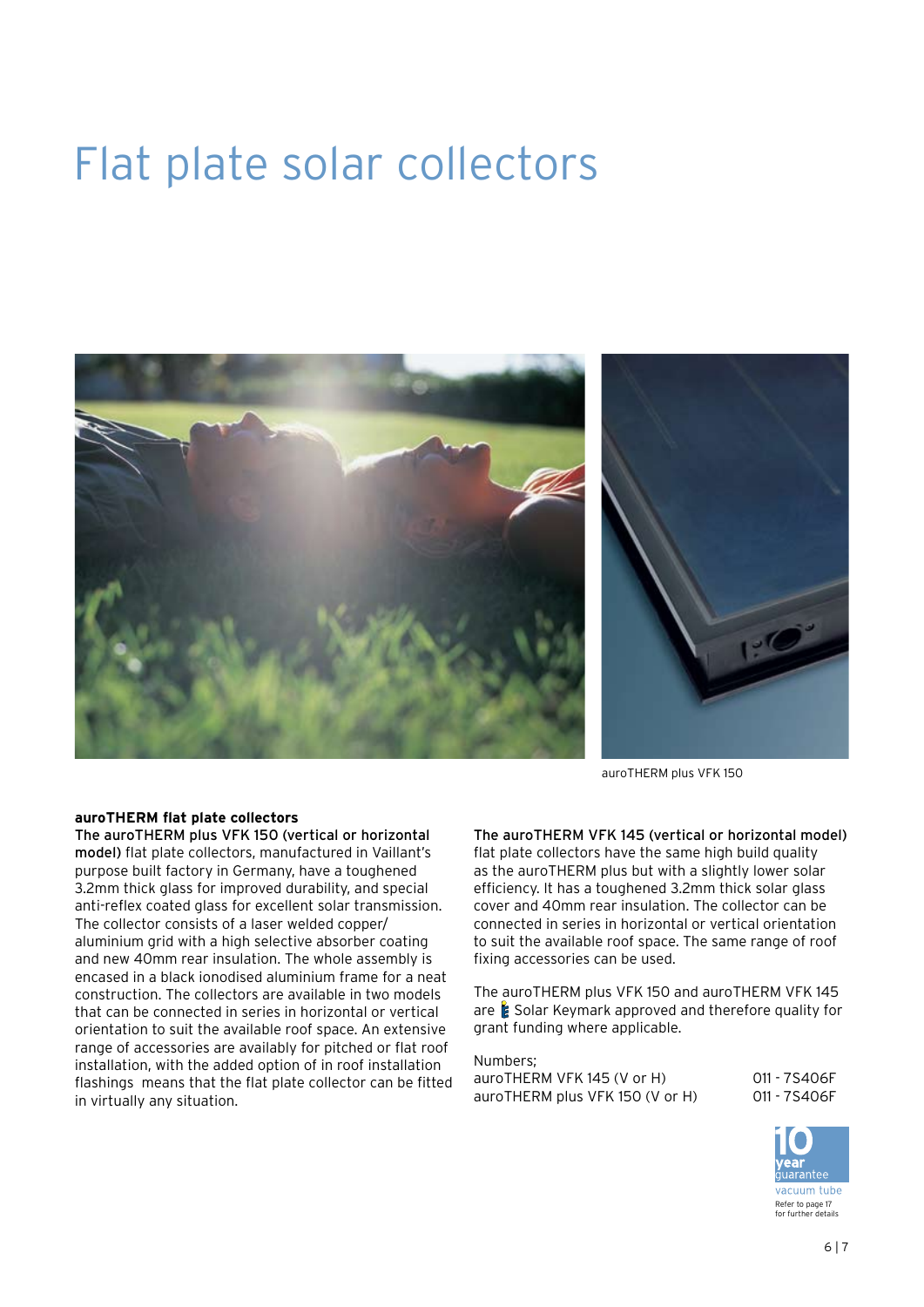# Flat plate solar collectors

auroTHERM plus VFK 150

**auroTHERM flat plate collectors**

**The auroTHERM plus VFK 150 (vertical or horizontal model)** flat plate collectors, manufactured in Vaillant's purpose built factory in Germany, have a toughened 3.2mm thick glass for improved durability, and special anti-reflex coated glass for excellent solar transmission. The collector consists of a laser welded copper/aluminium grid with a high selective absorber coating and new 40mm rear insulation. The whole assembly is encased in a black ionodised aluminium frame for a neat construction. The collectors are available in two models that can be connected in series in horizontal or vertical orientation to suit the available roof space. An extensive range of accessories are availably for pitched or flat roof installation, with the added option of in roof installation flashings means that the flat plate collector can be fitted in virtually any situation.

**The auroTHERM VFK 145 (vertical or horizontal model)** flat plate collectors have the same high build quality as the auroTHERM plus but with a slightly lower solar efficiency. It has a toughened 3.2mm thick solar glass cover and 40mm rear insulation. The collector can be connected in series in horizontal or vertical orientation to suit the available roof space. The same range of roof fixing accessories can be used.

The auroTHERM plus VFK 150 and auroTHERM VFK 145 are Solar Keymark approved and therefore quality for grant funding where applicable.

Numbers;

| | |
|---|---|
| auroTHERM VFK 145 (V or H) | 011 - 7S406F |
| auroTHERM plus VFK 150 (V or H) | 011 - 7S406F |

10 year guarantee

vacuum tube

Refer to page 17 for further details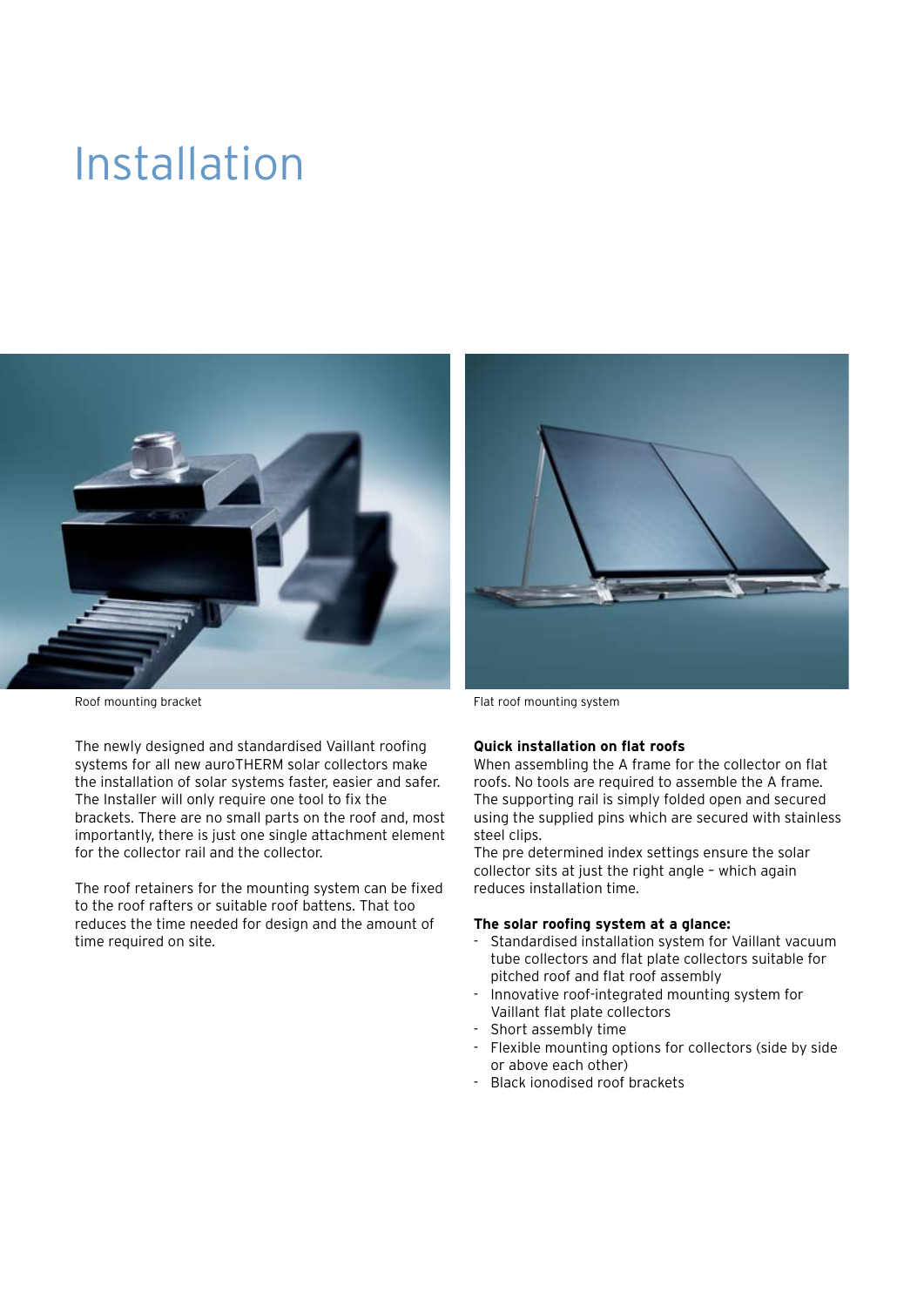# Installation

Roof mounting bracket

Flat roof mounting system

The newly designed and standardised Vaillant roofing systems for all new auroTHERM solar collectors make the installation of solar systems faster, easier and safer. The Installer will only require one tool to fix the brackets. There are no small parts on the roof and, most importantly, there is just one single attachment element for the collector rail and the collector.

The roof retainers for the mounting system can be fixed to the roof rafters or suitable roof battens. That too reduces the time needed for design and the amount of time required on site.

**Quick installation on flat roofs**

When assembling the A frame for the collector on flat roofs. No tools are required to assemble the A frame. The supporting rail is simply folded open and secured using the supplied pins which are secured with stainless steel clips.

The pre determined index settings ensure the solar collector sits at just the right angle – which again reduces installation time.

**The solar roofing system at a glance:**

- Standardised installation system for Vaillant vacuum tube collectors and flat plate collectors suitable for pitched roof and flat roof assembly
- Innovative roof-integrated mounting system for Vaillant flat plate collectors
- Short assembly time
- Flexible mounting options for collectors (side by side or above each other)
- Black ionodised roof brackets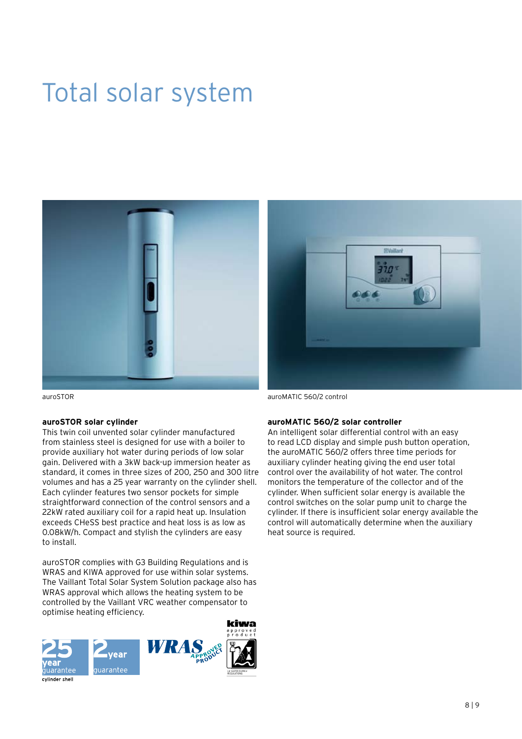# Total solar system

auroSTOR

auroMATIC 560/2 control

### auroSTOR solar cylinder

This twin coil unvented solar cylinder manufactured from stainless steel is designed for use with a boiler to provide auxiliary hot water during periods of low solar gain. Delivered with a 3kW back-up immersion heater as standard, it comes in three sizes of 200, 250 and 300 litre volumes and has a 25 year warranty on the cylinder shell. Each cylinder features two sensor pockets for simple straightforward connection of the control sensors and a 22kW rated auxiliary coil for a rapid heat up. Insulation exceeds CHeSS best practice and heat loss is as low as 0.08kW/h. Compact and stylish the cylinders are easy to install.

auroSTOR complies with G3 Building Regulations and is WRAS and KIWA approved for use within solar systems. The Vaillant Total Solar System Solution package also has WRAS approval which allows the heating system to be controlled by the Vaillant VRC weather compensator to optimise heating efficiency.

25 year guarantee cylinder shell

2 year guarantee

WRAS APPROVED PRODUCT

kiwa approved product

### auroMATIC 560/2 solar controller

An intelligent solar differential control with an easy to read LCD display and simple push button operation, the auroMATIC 560/2 offers three time periods for auxiliary cylinder heating giving the end user total control over the availability of hot water. The control monitors the temperature of the collector and of the cylinder. When sufficient solar energy is available the control switches on the solar pump unit to charge the cylinder. If there is insufficient solar energy available the control will automatically determine when the auxiliary heat source is required.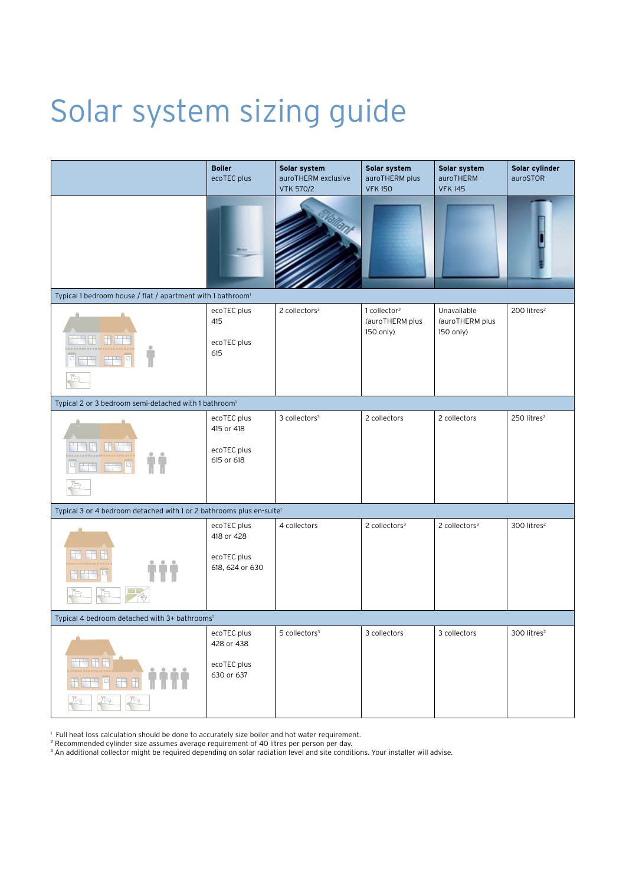# Solar system sizing guide

| | Boiler ecoTEC plus | Solar system auroTHERM exclusive VTK 570/2 | Solar system auroTHERM plus VFK 150 | Solar system auroTHERM VFK 145 | Solar cylinder auroSTOR |
|---|---|---|---|---|---|
| **Typical 1 bedroom house / flat / apartment with 1 bathroom[1]** | | | | | |
| | ecoTEC plus 415<br><br>ecoTEC plus 615 | 2 collectors[3] | 1 collector[3] (auroTHERM plus 150 only) | Unavailable (auroTHERM plus 150 only) | 200 litres[2] |
| **Typical 2 or 3 bedroom semi-detached with 1 bathroom[1]** | | | | | |
| | ecoTEC plus 415 or 418<br><br>ecoTEC plus 615 or 618 | 3 collectors[3] | 2 collectors | 2 collectors | 250 litres[2] |
| **Typical 3 or 4 bedroom detached with 1 or 2 bathrooms plus en-suite[1]** | | | | | |
| | ecoTEC plus 418 or 428<br><br>ecoTEC plus 618, 624 or 630 | 4 collectors | 2 collectors[3] | 2 collectors[3] | 300 litres[2] |
| **Typical 4 bedroom detached with 3+ bathrooms[1]** | | | | | |
| | ecoTEC plus 428 or 438<br><br>ecoTEC plus 630 or 637 | 5 collectors[3] | 3 collectors | 3 collectors | 300 litres[2] |

[1] Full heat loss calculation should be done to accurately size boiler and hot water requirement.
[2] Recommended cylinder size assumes average requirement of 40 litres per person per day.
[3] An additional collector might be required depending on solar radiation level and site conditions. Your installer will advise.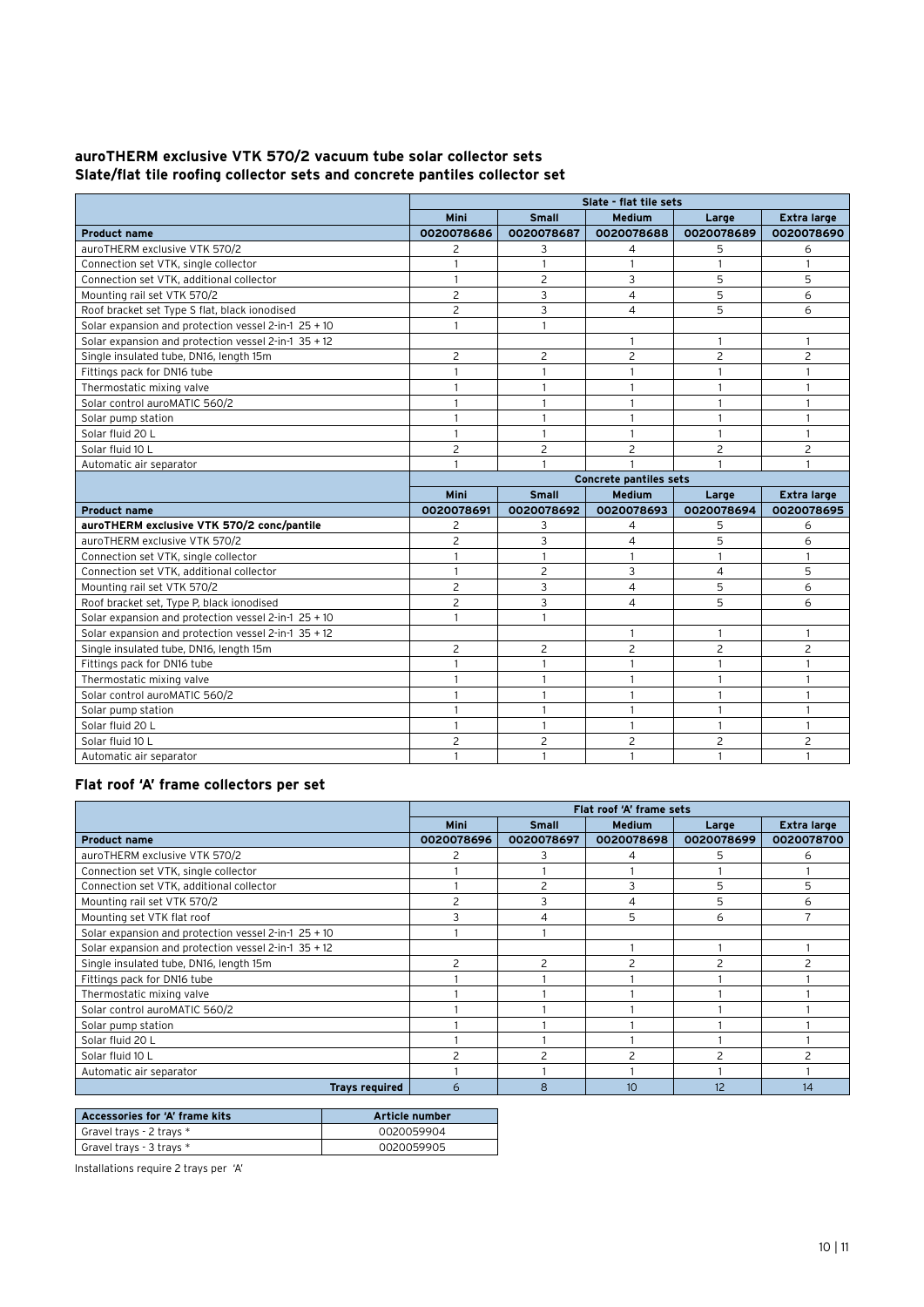## auroTHERM exclusive VTK 570/2 vacuum tube solar collector sets
## Slate/flat tile roofing collector sets and concrete pantiles collector set

| | Slate - flat tile sets | | | | |
|---|---|---|---|---|---|
| | **Mini** | **Small** | **Medium** | **Large** | **Extra large** |
| **Product name** | **0020078686** | **0020078687** | **0020078688** | **0020078689** | **0020078690** |
| auroTHERM exclusive VTK 570/2 | 2 | 3 | 4 | 5 | 6 |
| Connection set VTK, single collector | 1 | 1 | 1 | 1 | 1 |
| Connection set VTK, additional collector | 1 | 2 | 3 | 5 | 5 |
| Mounting rail set VTK 570/2 | 2 | 3 | 4 | 5 | 6 |
| Roof bracket set Type S flat, black ionodised | 2 | 3 | 4 | 5 | 6 |
| Solar expansion and protection vessel 2-in-1 25 + 10 | 1 | 1 | | | |
| Solar expansion and protection vessel 2-in-1 35 + 12 | | | 1 | 1 | 1 |
| Single insulated tube, DN16, length 15m | 2 | 2 | 2 | 2 | 2 |
| Fittings pack for DN16 tube | 1 | 1 | 1 | 1 | 1 |
| Thermostatic mixing valve | 1 | 1 | 1 | 1 | 1 |
| Solar control auroMATIC 560/2 | 1 | 1 | 1 | 1 | 1 |
| Solar pump station | 1 | 1 | 1 | 1 | 1 |
| Solar fluid 20 L | 1 | 1 | 1 | 1 | 1 |
| Solar fluid 10 L | 2 | 2 | 2 | 2 | 2 |
| Automatic air separator | 1 | 1 | 1 | 1 | 1 |
| | **Concrete pantiles sets** | | | | |
| | **Mini** | **Small** | **Medium** | **Large** | **Extra large** |
| **Product name** | **0020078691** | **0020078692** | **0020078693** | **0020078694** | **0020078695** |
| **auroTHERM exclusive VTK 570/2 conc/pantile** | 2 | 3 | 4 | 5 | 6 |
| auroTHERM exclusive VTK 570/2 | 2 | 3 | 4 | 5 | 6 |
| Connection set VTK, single collector | 1 | 1 | 1 | 1 | 1 |
| Connection set VTK, additional collector | 1 | 2 | 3 | 4 | 5 |
| Mounting rail set VTK 570/2 | 2 | 3 | 4 | 5 | 6 |
| Roof bracket set, Type P, black ionodised | 2 | 3 | 4 | 5 | 6 |
| Solar expansion and protection vessel 2-in-1 25 + 10 | 1 | 1 | | | |
| Solar expansion and protection vessel 2-in-1 35 + 12 | | | 1 | 1 | 1 |
| Single insulated tube, DN16, length 15m | 2 | 2 | 2 | 2 | 2 |
| Fittings pack for DN16 tube | 1 | 1 | 1 | 1 | 1 |
| Thermostatic mixing valve | 1 | 1 | 1 | 1 | 1 |
| Solar control auroMATIC 560/2 | 1 | 1 | 1 | 1 | 1 |
| Solar pump station | 1 | 1 | 1 | 1 | 1 |
| Solar fluid 20 L | 1 | 1 | 1 | 1 | 1 |
| Solar fluid 10 L | 2 | 2 | 2 | 2 | 2 |
| Automatic air separator | 1 | 1 | 1 | 1 | 1 |

## Flat roof 'A' frame collectors per set

| | Flat roof 'A' frame sets | | | | |
|---|---|---|---|---|---|
| | **Mini** | **Small** | **Medium** | **Large** | **Extra large** |
| **Product name** | **0020078696** | **0020078697** | **0020078698** | **0020078699** | **0020078700** |
| auroTHERM exclusive VTK 570/2 | 2 | 3 | 4 | 5 | 6 |
| Connection set VTK, single collector | 1 | 1 | 1 | 1 | 1 |
| Connection set VTK, additional collector | 1 | 2 | 3 | 5 | 5 |
| Mounting rail set VTK 570/2 | 2 | 3 | 4 | 5 | 6 |
| Mounting set VTK flat roof | 3 | 4 | 5 | 6 | 7 |
| Solar expansion and protection vessel 2-in-1 25 + 10 | 1 | 1 | | | |
| Solar expansion and protection vessel 2-in-1 35 + 12 | | | 1 | 1 | 1 |
| Single insulated tube, DN16, length 15m | 2 | 2 | 2 | 2 | 2 |
| Fittings pack for DN16 tube | 1 | 1 | 1 | 1 | 1 |
| Thermostatic mixing valve | 1 | 1 | 1 | 1 | 1 |
| Solar control auroMATIC 560/2 | 1 | 1 | 1 | 1 | 1 |
| Solar pump station | 1 | 1 | 1 | 1 | 1 |
| Solar fluid 20 L | 1 | 1 | 1 | 1 | 1 |
| Solar fluid 10 L | 2 | 2 | 2 | 2 | 2 |
| Automatic air separator | 1 | 1 | 1 | 1 | 1 |
| **Trays required** | 6 | 8 | 10 | 12 | 14 |

| Accessories for 'A' frame kits | Article number |
|---|---|
| Gravel trays - 2 trays * | 0020059904 |
| Gravel trays - 3 trays * | 0020059905 |

Installations require 2 trays per 'A'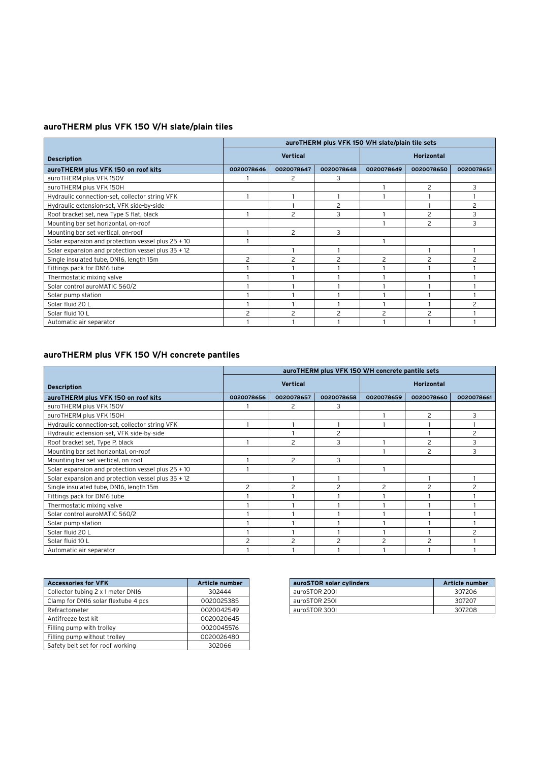## auroTHERM plus VFK 150 V/H slate/plain tiles

| Description | auroTHERM plus VFK 150 V/H slate/plain tile sets | | | | | |
|---|---|---|---|---|---|---|
| | Vertical | | | Horizontal | | |
| **auroTHERM plus VFK 150 on roof kits** | **0020078646** | **0020078647** | **0020078648** | **0020078649** | **0020078650** | **0020078651** |
| auroTHERM plus VFK 150V | 1 | 2 | 3 | | | |
| auroTHERM plus VFK 150H | | | | 1 | 2 | 3 |
| Hydraulic connection-set, collector string VFK | 1 | 1 | 1 | 1 | 1 | 1 |
| Hydraulic extension-set, VFK side-by-side | | 1 | 2 | | 1 | 2 |
| Roof bracket set, new Type S flat, black | 1 | 2 | 3 | 1 | 2 | 3 |
| Mounting bar set horizontal, on-roof | | | | 1 | 2 | 3 |
| Mounting bar set vertical, on-roof | 1 | 2 | 3 | | | |
| Solar expansion and protection vessel plus 25 + 10 | 1 | | | 1 | | |
| Solar expansion and protection vessel plus 35 + 12 | | 1 | 1 | | 1 | 1 |
| Single insulated tube, DN16, length 15m | 2 | 2 | 2 | 2 | 2 | 2 |
| Fittings pack for DN16 tube | 1 | 1 | 1 | 1 | 1 | 1 |
| Thermostatic mixing valve | 1 | 1 | 1 | 1 | 1 | 1 |
| Solar control auroMATIC 560/2 | 1 | 1 | 1 | 1 | 1 | 1 |
| Solar pump station | 1 | 1 | 1 | 1 | 1 | 1 |
| Solar fluid 20 L | 1 | 1 | 1 | 1 | 1 | 2 |
| Solar fluid 10 L | 2 | 2 | 2 | 2 | 2 | 1 |
| Automatic air separator | 1 | 1 | 1 | 1 | 1 | 1 |

## auroTHERM plus VFK 150 V/H concrete pantiles

| Description | auroTHERM plus VFK 150 V/H concrete pantile sets | | | | | |
|---|---|---|---|---|---|---|
| | Vertical | | | Horizontal | | |
| **auroTHERM plus VFK 150 on roof kits** | **0020078656** | **0020078657** | **0020078658** | **0020078659** | **0020078660** | **0020078661** |
| auroTHERM plus VFK 150V | 1 | 2 | 3 | | | |
| auroTHERM plus VFK 150H | | | | 1 | 2 | 3 |
| Hydraulic connection-set, collector string VFK | 1 | 1 | 1 | 1 | 1 | 1 |
| Hydraulic extension-set, VFK side-by-side | | 1 | 2 | | 1 | 2 |
| Roof bracket set, Type P, black | 1 | 2 | 3 | 1 | 2 | 3 |
| Mounting bar set horizontal, on-roof | | | | 1 | 2 | 3 |
| Mounting bar set vertical, on-roof | 1 | 2 | 3 | | | |
| Solar expansion and protection vessel plus 25 + 10 | 1 | | | 1 | | |
| Solar expansion and protection vessel plus 35 + 12 | | 1 | 1 | | 1 | 1 |
| Single insulated tube, DN16, length 15m | 2 | 2 | 2 | 2 | 2 | 2 |
| Fittings pack for DN16 tube | 1 | 1 | 1 | 1 | 1 | 1 |
| Thermostatic mixing valve | 1 | 1 | 1 | 1 | 1 | 1 |
| Solar control auroMATIC 560/2 | 1 | 1 | 1 | 1 | 1 | 1 |
| Solar pump station | 1 | 1 | 1 | 1 | 1 | 1 |
| Solar fluid 20 L | 1 | 1 | 1 | 1 | 1 | 2 |
| Solar fluid 10 L | 2 | 2 | 2 | 2 | 2 | 1 |
| Automatic air separator | 1 | 1 | 1 | 1 | 1 | 1 |

| Accessories for VFK | Article number |
|---|---|
| Collector tubing 2 x 1 meter DN16 | 302444 |
| Clamp for DN16 solar flextube 4 pcs | 0020025385 |
| Refractometer | 0020042549 |
| Antifreeze test kit | 0020020645 |
| Filling pump with trolley | 0020045576 |
| Filling pump without trolley | 0020026480 |
| Safety belt set for roof working | 302066 |

| auroSTOR solar cylinders | Article number |
|---|---|
| auroSTOR 200l | 307206 |
| auroSTOR 250l | 307207 |
| auroSTOR 300l | 307208 |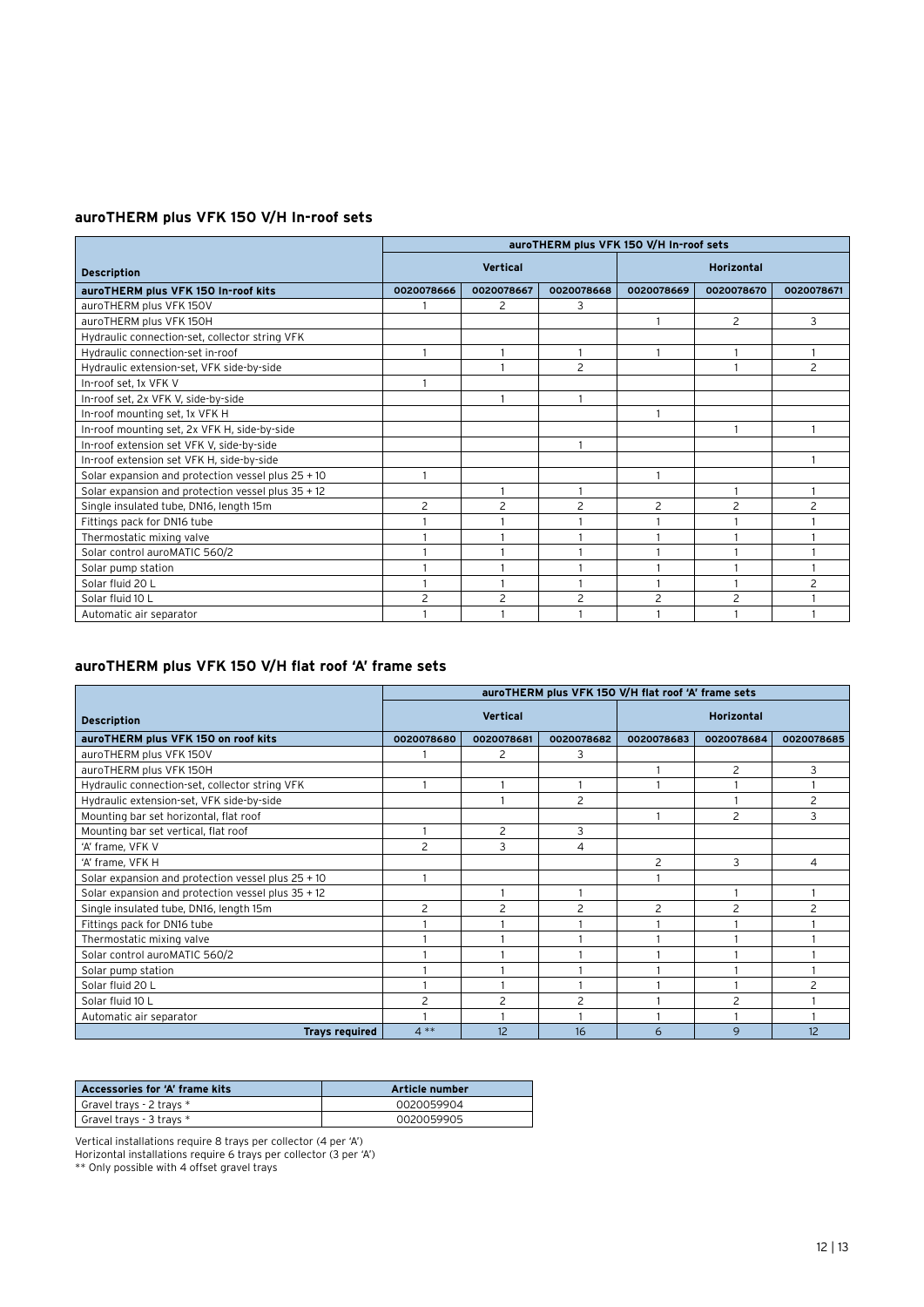## auroTHERM plus VFK 150 V/H In-roof sets

| Description | auroTHERM plus VFK 150 V/H In-roof sets | | | | | |
|---|---|---|---|---|---|---|
| | Vertical | | | Horizontal | | |
| **auroTHERM plus VFK 150 In-roof kits** | **0020078666** | **0020078667** | **0020078668** | **0020078669** | **0020078670** | **0020078671** |
| auroTHERM plus VFK 150V | 1 | 2 | 3 | | | |
| auroTHERM plus VFK 150H | | | | 1 | 2 | 3 |
| Hydraulic connection-set, collector string VFK | | | | | | |
| Hydraulic connection-set in-roof | 1 | 1 | 1 | 1 | 1 | 1 |
| Hydraulic extension-set, VFK side-by-side | | 1 | 2 | | 1 | 2 |
| In-roof set, 1x VFK V | 1 | | | | | |
| In-roof set, 2x VFK V, side-by-side | | 1 | 1 | | | |
| In-roof mounting set, 1x VFK H | | | | 1 | | |
| In-roof mounting set, 2x VFK H, side-by-side | | | | | 1 | 1 |
| In-roof extension set VFK V, side-by-side | | | 1 | | | |
| In-roof extension set VFK H, side-by-side | | | | | | 1 |
| Solar expansion and protection vessel plus 25 + 10 | 1 | | | 1 | | |
| Solar expansion and protection vessel plus 35 + 12 | | 1 | 1 | | 1 | 1 |
| Single insulated tube, DN16, length 15m | 2 | 2 | 2 | 2 | 2 | 2 |
| Fittings pack for DN16 tube | 1 | 1 | 1 | 1 | 1 | 1 |
| Thermostatic mixing valve | 1 | 1 | 1 | 1 | 1 | 1 |
| Solar control auroMATIC 560/2 | 1 | 1 | 1 | 1 | 1 | 1 |
| Solar pump station | 1 | 1 | 1 | 1 | 1 | 1 |
| Solar fluid 20 L | 1 | 1 | 1 | 1 | 1 | 2 |
| Solar fluid 10 L | 2 | 2 | 2 | 2 | 2 | 1 |
| Automatic air separator | 1 | 1 | 1 | 1 | 1 | 1 |

## auroTHERM plus VFK 150 V/H flat roof 'A' frame sets

| Description | auroTHERM plus VFK 150 V/H flat roof 'A' frame sets | | | | | |
|---|---|---|---|---|---|---|
| | Vertical | | | Horizontal | | |
| **auroTHERM plus VFK 150 on roof kits** | **0020078680** | **0020078681** | **0020078682** | **0020078683** | **0020078684** | **0020078685** |
| auroTHERM plus VFK 150V | 1 | 2 | 3 | | | |
| auroTHERM plus VFK 150H | | | | 1 | 2 | 3 |
| Hydraulic connection-set, collector string VFK | 1 | 1 | 1 | 1 | 1 | 1 |
| Hydraulic extension-set, VFK side-by-side | | 1 | 2 | | 1 | 2 |
| Mounting bar set horizontal, flat roof | | | | 1 | 2 | 3 |
| Mounting bar set vertical, flat roof | 1 | 2 | 3 | | | |
| 'A' frame, VFK V | 2 | 3 | 4 | | | |
| 'A' frame, VFK H | | | | 2 | 3 | 4 |
| Solar expansion and protection vessel plus 25 + 10 | 1 | | | 1 | | |
| Solar expansion and protection vessel plus 35 + 12 | | 1 | 1 | | 1 | 1 |
| Single insulated tube, DN16, length 15m | 2 | 2 | 2 | 2 | 2 | 2 |
| Fittings pack for DN16 tube | 1 | 1 | 1 | 1 | 1 | 1 |
| Thermostatic mixing valve | 1 | 1 | 1 | 1 | 1 | 1 |
| Solar control auroMATIC 560/2 | 1 | 1 | 1 | 1 | 1 | 1 |
| Solar pump station | 1 | 1 | 1 | 1 | 1 | 1 |
| Solar fluid 20 L | 1 | 1 | 1 | 1 | 1 | 2 |
| Solar fluid 10 L | 2 | 2 | 2 | 1 | 2 | 1 |
| Automatic air separator | 1 | 1 | 1 | 1 | 1 | 1 |
| **Trays required** | 4 ** | 12 | 16 | 6 | 9 | 12 |

| Accessories for 'A' frame kits | Article number |
|---|---|
| Gravel trays - 2 trays * | 0020059904 |
| Gravel trays - 3 trays * | 0020059905 |

Vertical installations require 8 trays per collector (4 per 'A')
Horizontal installations require 6 trays per collector (3 per 'A')
** Only possible with 4 offset gravel trays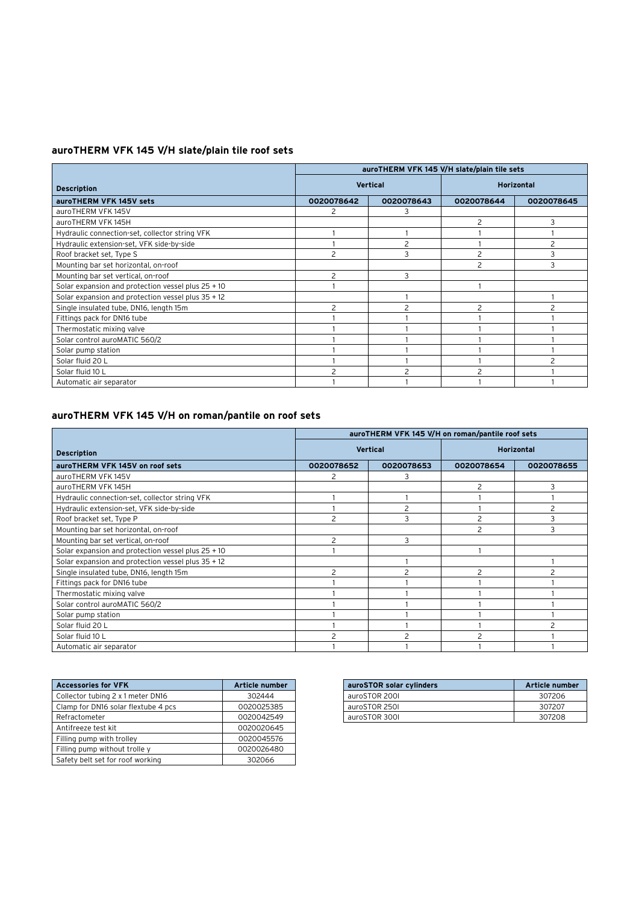## auroTHERM VFK 145 V/H slate/plain tile roof sets

| Description | auroTHERM VFK 145 V/H slate/plain tile sets | | | |
|---|---|---|---|---|
| | Vertical | | Horizontal | |
| **auroTHERM VFK 145V sets** | **0020078642** | **0020078643** | **0020078644** | **0020078645** |
| auroTHERM VFK 145V | 2 | 3 | | |
| auroTHERM VFK 145H | | | 2 | 3 |
| Hydraulic connection-set, collector string VFK | 1 | 1 | 1 | 1 |
| Hydraulic extension-set, VFK side-by-side | 1 | 2 | 1 | 2 |
| Roof bracket set, Type S | 2 | 3 | 2 | 3 |
| Mounting bar set horizontal, on-roof | | | 2 | 3 |
| Mounting bar set vertical, on-roof | 2 | 3 | | |
| Solar expansion and protection vessel plus 25 + 10 | 1 | | 1 | |
| Solar expansion and protection vessel plus 35 + 12 | | 1 | | 1 |
| Single insulated tube, DN16, length 15m | 2 | 2 | 2 | 2 |
| Fittings pack for DN16 tube | 1 | 1 | 1 | 1 |
| Thermostatic mixing valve | 1 | 1 | 1 | 1 |
| Solar control auroMATIC 560/2 | 1 | 1 | 1 | 1 |
| Solar pump station | 1 | 1 | 1 | 1 |
| Solar fluid 20 L | 1 | 1 | 1 | 2 |
| Solar fluid 10 L | 2 | 2 | 2 | 1 |
| Automatic air separator | 1 | 1 | 1 | 1 |

## auroTHERM VFK 145 V/H on roman/pantile on roof sets

| Description | auroTHERM VFK 145 V/H on roman/pantile roof sets | | | |
|---|---|---|---|---|
| | Vertical | | Horizontal | |
| **auroTHERM VFK 145V on roof sets** | **0020078652** | **0020078653** | **0020078654** | **0020078655** |
| auroTHERM VFK 145V | 2 | 3 | | |
| auroTHERM VFK 145H | | | 2 | 3 |
| Hydraulic connection-set, collector string VFK | 1 | 1 | 1 | 1 |
| Hydraulic extension-set, VFK side-by-side | 1 | 2 | 1 | 2 |
| Roof bracket set, Type P | 2 | 3 | 2 | 3 |
| Mounting bar set horizontal, on-roof | | | 2 | 3 |
| Mounting bar set vertical, on-roof | 2 | 3 | | |
| Solar expansion and protection vessel plus 25 + 10 | 1 | | 1 | |
| Solar expansion and protection vessel plus 35 + 12 | | 1 | | 1 |
| Single insulated tube, DN16, length 15m | 2 | 2 | 2 | 2 |
| Fittings pack for DN16 tube | 1 | 1 | 1 | 1 |
| Thermostatic mixing valve | 1 | 1 | 1 | 1 |
| Solar control auroMATIC 560/2 | 1 | 1 | 1 | 1 |
| Solar pump station | 1 | 1 | 1 | 1 |
| Solar fluid 20 L | 1 | 1 | 1 | 2 |
| Solar fluid 10 L | 2 | 2 | 2 | 1 |
| Automatic air separator | 1 | 1 | 1 | 1 |

| Accessories for VFK | Article number |
|---|---|
| Collector tubing 2 x 1 meter DN16 | 302444 |
| Clamp for DN16 solar flextube 4 pcs | 0020025385 |
| Refractometer | 0020042549 |
| Antifreeze test kit | 0020020645 |
| Filling pump with trolley | 0020045576 |
| Filling pump without trolle y | 0020026480 |
| Safety belt set for roof working | 302066 |

| auroSTOR solar cylinders | Article number |
|---|---|
| auroSTOR 200l | 307206 |
| auroSTOR 250l | 307207 |
| auroSTOR 300l | 307208 |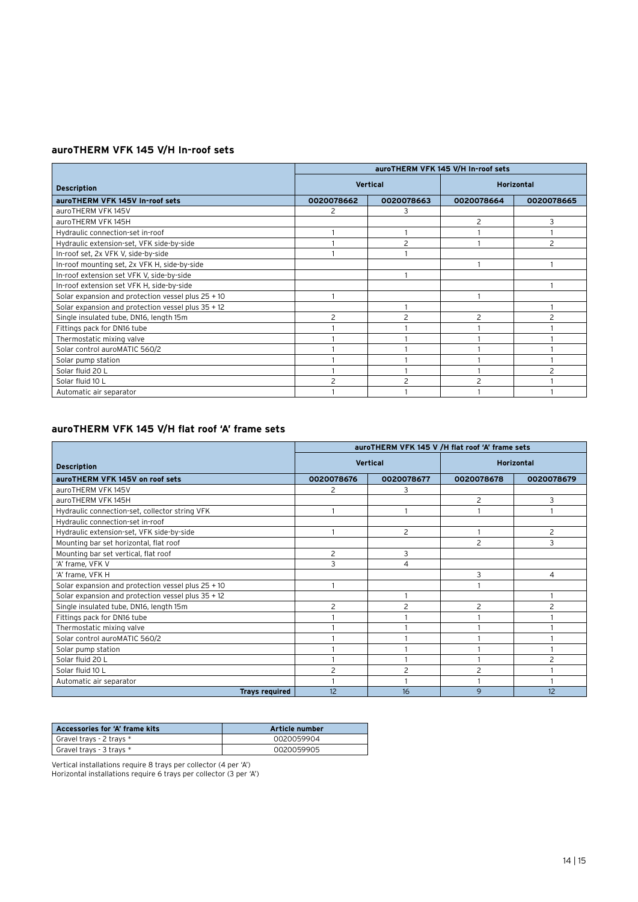## auroTHERM VFK 145 V/H In-roof sets

| Description | auroTHERM VFK 145 V/H In-roof sets | | | |
|---|---|---|---|---|
| | Vertical | | Horizontal | |
| **auroTHERM VFK 145V In-roof sets** | **0020078662** | **0020078663** | **0020078664** | **0020078665** |
| auroTHERM VFK 145V | 2 | 3 | | |
| auroTHERM VFK 145H | | | 2 | 3 |
| Hydraulic connection-set in-roof | 1 | 1 | 1 | 1 |
| Hydraulic extension-set, VFK side-by-side | 1 | 2 | 1 | 2 |
| In-roof set, 2x VFK V, side-by-side | 1 | 1 | | |
| In-roof mounting set, 2x VFK H, side-by-side | | | 1 | 1 |
| In-roof extension set VFK V, side-by-side | | 1 | | |
| In-roof extension set VFK H, side-by-side | | | | 1 |
| Solar expansion and protection vessel plus 25 + 10 | 1 | | 1 | |
| Solar expansion and protection vessel plus 35 + 12 | | 1 | | 1 |
| Single insulated tube, DN16, length 15m | 2 | 2 | 2 | 2 |
| Fittings pack for DN16 tube | 1 | 1 | 1 | 1 |
| Thermostatic mixing valve | 1 | 1 | 1 | 1 |
| Solar control auroMATIC 560/2 | 1 | 1 | 1 | 1 |
| Solar pump station | 1 | 1 | 1 | 1 |
| Solar fluid 20 L | 1 | 1 | 1 | 2 |
| Solar fluid 10 L | 2 | 2 | 2 | 1 |
| Automatic air separator | 1 | 1 | 1 | 1 |

## auroTHERM VFK 145 V/H flat roof 'A' frame sets

| Description | auroTHERM VFK 145 V /H flat roof 'A' frame sets | | | |
|---|---|---|---|---|
| | Vertical | | Horizontal | |
| **auroTHERM VFK 145V on roof sets** | **0020078676** | **0020078677** | **0020078678** | **0020078679** |
| auroTHERM VFK 145V | 2 | 3 | | |
| auroTHERM VFK 145H | | | 2 | 3 |
| Hydraulic connection-set, collector string VFK | 1 | 1 | 1 | 1 |
| Hydraulic connection-set in-roof | | | | |
| Hydraulic extension-set, VFK side-by-side | 1 | 2 | 1 | 2 |
| Mounting bar set horizontal, flat roof | | | 2 | 3 |
| Mounting bar set vertical, flat roof | 2 | 3 | | |
| 'A' frame, VFK V | 3 | 4 | | |
| 'A' frame, VFK H | | | 3 | 4 |
| Solar expansion and protection vessel plus 25 + 10 | 1 | | 1 | |
| Solar expansion and protection vessel plus 35 + 12 | | 1 | | 1 |
| Single insulated tube, DN16, length 15m | 2 | 2 | 2 | 2 |
| Fittings pack for DN16 tube | 1 | 1 | 1 | 1 |
| Thermostatic mixing valve | 1 | 1 | 1 | 1 |
| Solar control auroMATIC 560/2 | 1 | 1 | 1 | 1 |
| Solar pump station | 1 | 1 | 1 | 1 |
| Solar fluid 20 L | 1 | 1 | 1 | 2 |
| Solar fluid 10 L | 2 | 2 | 2 | 1 |
| Automatic air separator | 1 | 1 | 1 | 1 |
| **Trays required** | 12 | 16 | 9 | 12 |

| Accessories for 'A' frame kits | Article number |
|---|---|
| Gravel trays - 2 trays * | 0020059904 |
| Gravel trays - 3 trays * | 0020059905 |

Vertical installations require 8 trays per collector (4 per 'A')
Horizontal installations require 6 trays per collector (3 per 'A')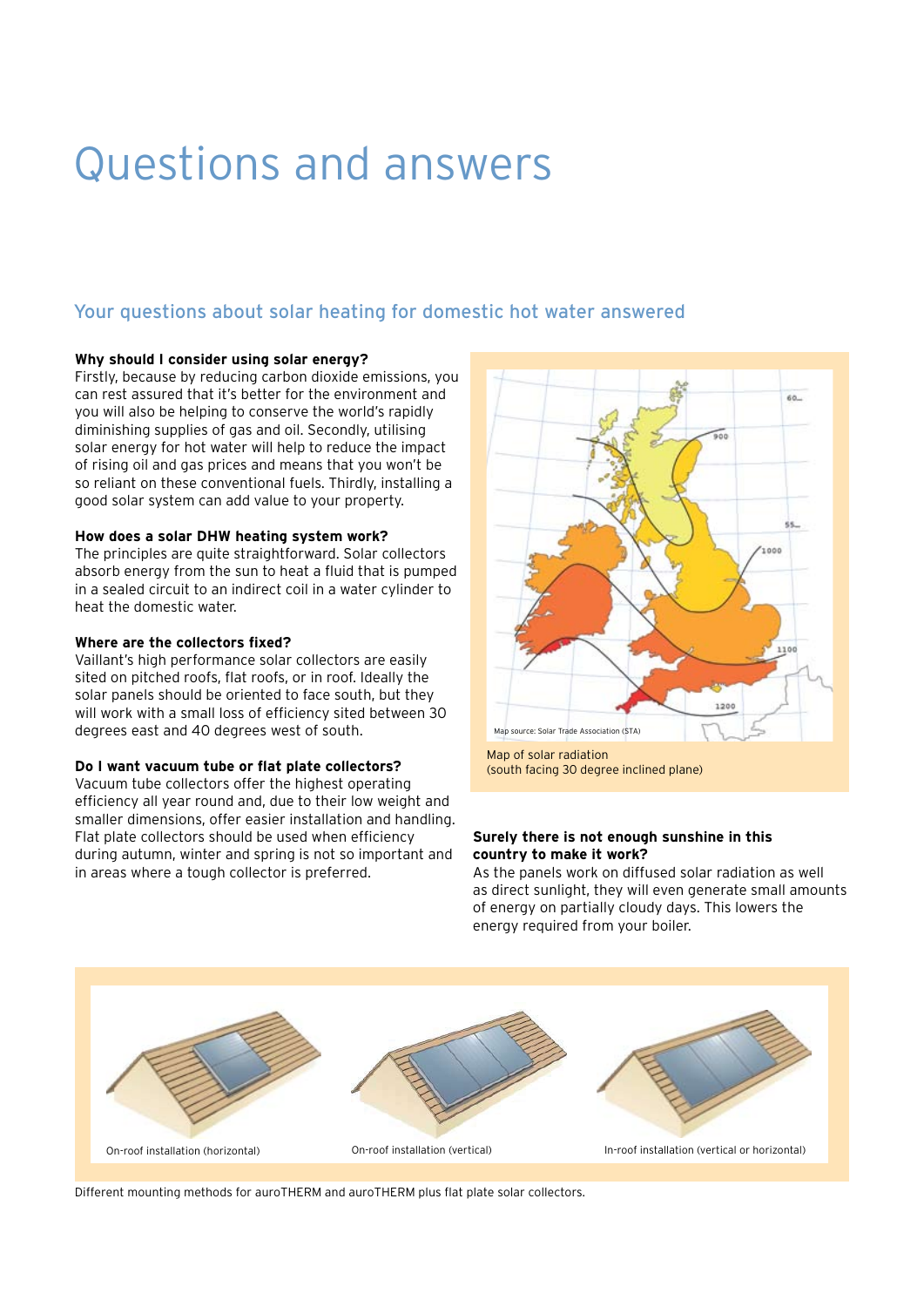# Questions and answers

## Your questions about solar heating for domestic hot water answered

**Why should I consider using solar energy?**
Firstly, because by reducing carbon dioxide emissions, you can rest assured that it's better for the environment and you will also be helping to conserve the world's rapidly diminishing supplies of gas and oil. Secondly, utilising solar energy for hot water will help to reduce the impact of rising oil and gas prices and means that you won't be so reliant on these conventional fuels. Thirdly, installing a good solar system can add value to your property.

**How does a solar DHW heating system work?**
The principles are quite straightforward. Solar collectors absorb energy from the sun to heat a fluid that is pumped in a sealed circuit to an indirect coil in a water cylinder to heat the domestic water.

**Where are the collectors fixed?**
Vaillant's high performance solar collectors are easily sited on pitched roofs, flat roofs, or in roof. Ideally the solar panels should be oriented to face south, but they will work with a small loss of efficiency sited between 30 degrees east and 40 degrees west of south.

**Do I want vacuum tube or flat plate collectors?**
Vacuum tube collectors offer the highest operating efficiency all year round and, due to their low weight and smaller dimensions, offer easier installation and handling. Flat plate collectors should be used when efficiency during autumn, winter and spring is not so important and in areas where a tough collector is preferred.

Map source: Solar Trade Association (STA)

Map of solar radiation
(south facing 30 degree inclined plane)

**Surely there is not enough sunshine in this country to make it work?**
As the panels work on diffused solar radiation as well as direct sunlight, they will even generate small amounts of energy on partially cloudy days. This lowers the energy required from your boiler.

On-roof installation (horizontal)

On-roof installation (vertical)

In-roof installation (vertical or horizontal)

Different mounting methods for auroTHERM and auroTHERM plus flat plate solar collectors.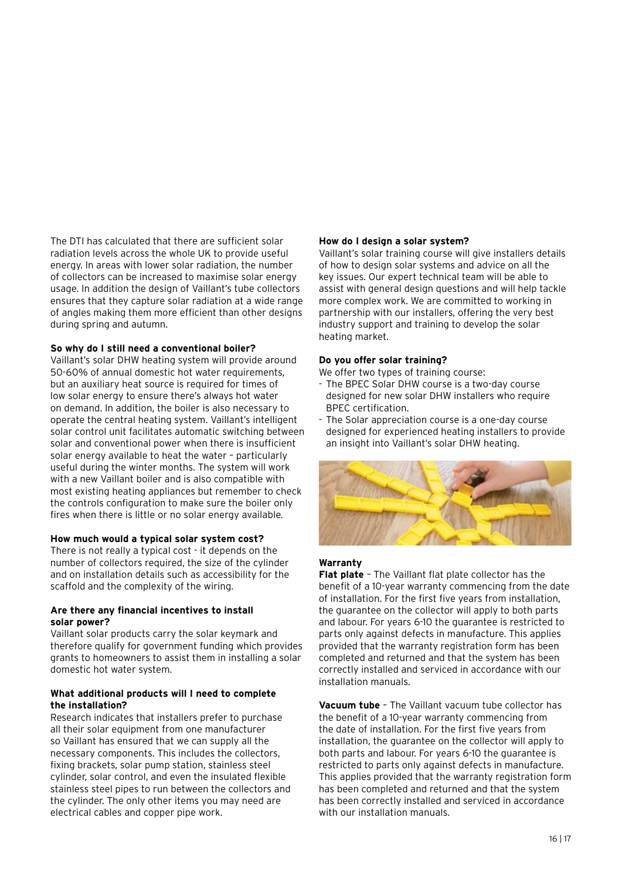The DTI has calculated that there are sufficient solar radiation levels across the whole UK to provide useful energy. In areas with lower solar radiation, the number of collectors can be increased to maximise solar energy usage. In addition the design of Vaillant's tube collectors ensures that they capture solar radiation at a wide range of angles making them more efficient than other designs during spring and autumn.

**So why do I still need a conventional boiler?**
Vaillant's solar DHW heating system will provide around 50-60% of annual domestic hot water requirements, but an auxiliary heat source is required for times of low solar energy to ensure there's always hot water on demand. In addition, the boiler is also necessary to operate the central heating system. Vaillant's intelligent solar control unit facilitates automatic switching between solar and conventional power when there is insufficient solar energy available to heat the water – particularly useful during the winter months. The system will work with a new Vaillant boiler and is also compatible with most existing heating appliances but remember to check the controls configuration to make sure the boiler only fires when there is little or no solar energy available.

**How much would a typical solar system cost?**
There is not really a typical cost - it depends on the number of collectors required, the size of the cylinder and on installation details such as accessibility for the scaffold and the complexity of the wiring.

**Are there any financial incentives to install solar power?**
Vaillant solar products carry the solar keymark and therefore qualify for government funding which provides grants to homeowners to assist them in installing a solar domestic hot water system.

**What additional products will I need to complete the installation?**
Research indicates that installers prefer to purchase all their solar equipment from one manufacturer so Vaillant has ensured that we can supply all the necessary components. This includes the collectors, fixing brackets, solar pump station, stainless steel cylinder, solar control, and even the insulated flexible stainless steel pipes to run between the collectors and the cylinder. The only other items you may need are electrical cables and copper pipe work.

**How do I design a solar system?**
Vaillant's solar training course will give installers details of how to design solar systems and advice on all the key issues. Our expert technical team will be able to assist with general design questions and will help tackle more complex work. We are committed to working in partnership with our installers, offering the very best industry support and training to develop the solar heating market.

**Do you offer solar training?**
We offer two types of training course:

- The BPEC Solar DHW course is a two-day course designed for new solar DHW installers who require BPEC certification.
- The Solar appreciation course is a one-day course designed for experienced heating installers to provide an insight into Vaillant's solar DHW heating.

**Warranty**

**Flat plate** – The Vaillant flat plate collector has the benefit of a 10-year warranty commencing from the date of installation. For the first five years from installation, the guarantee on the collector will apply to both parts and labour. For years 6-10 the guarantee is restricted to parts only against defects in manufacture. This applies provided that the warranty registration form has been completed and returned and that the system has been correctly installed and serviced in accordance with our installation manuals.

**Vacuum tube** – The Vaillant vacuum tube collector has the benefit of a 10-year warranty commencing from the date of installation. For the first five years from installation, the guarantee on the collector will apply to both parts and labour. For years 6-10 the guarantee is restricted to parts only against defects in manufacture. This applies provided that the warranty registration form has been completed and returned and that the system has been correctly installed and serviced in accordance with our installation manuals.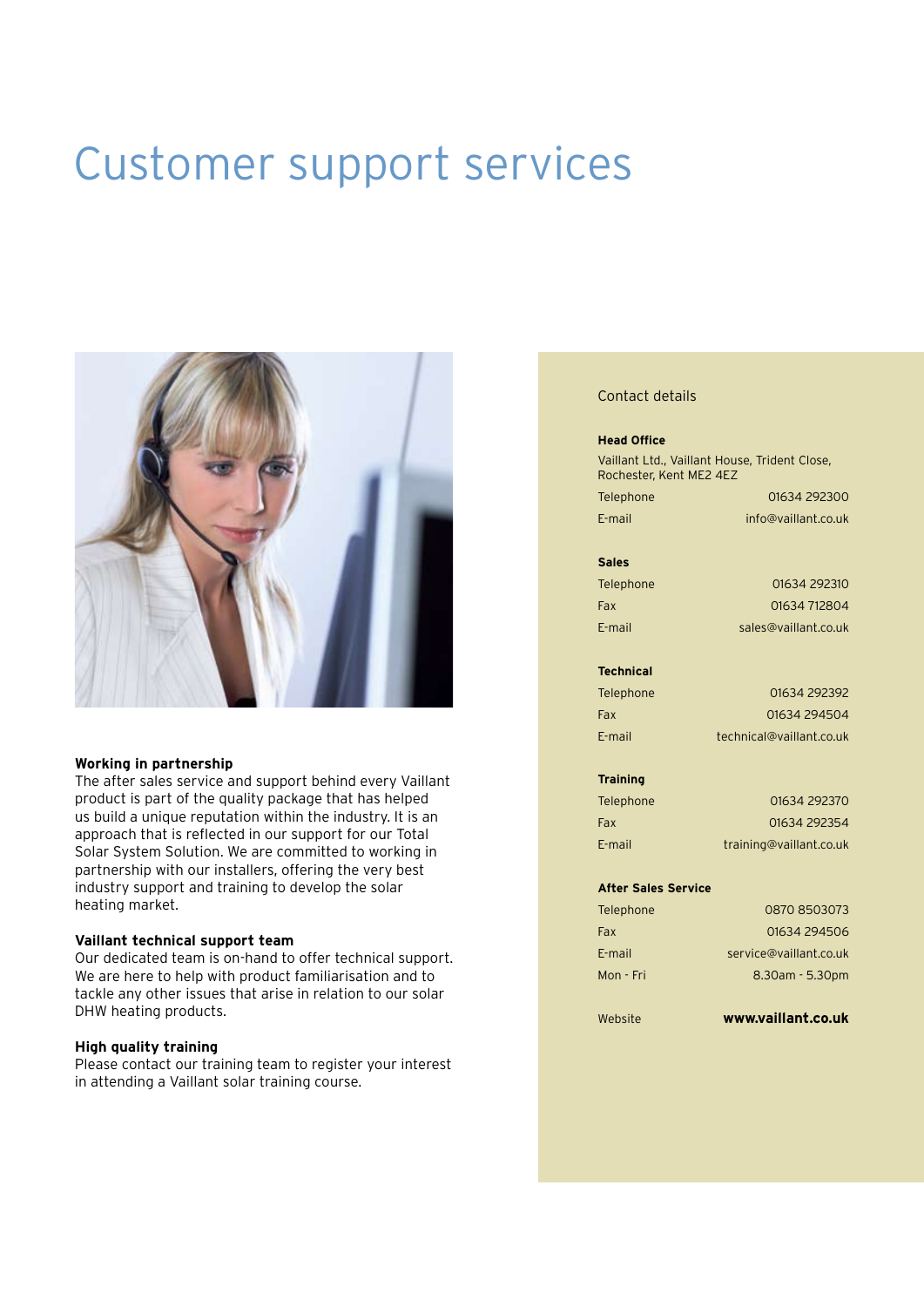# Customer support services

### Working in partnership

The after sales service and support behind every Vaillant product is part of the quality package that has helped us build a unique reputation within the industry. It is an approach that is reflected in our support for our Total Solar System Solution. We are committed to working in partnership with our installers, offering the very best industry support and training to develop the solar heating market.

### Vaillant technical support team

Our dedicated team is on-hand to offer technical support. We are here to help with product familiarisation and to tackle any other issues that arise in relation to our solar DHW heating products.

### High quality training

Please contact our training team to register your interest in attending a Vaillant solar training course.

## Contact details

**Head Office**

Vaillant Ltd., Vaillant House, Trident Close, Rochester, Kent ME2 4EZ

| | |
|---|---|
| Telephone | 01634 292300 |
| E-mail | info@vaillant.co.uk |

**Sales**

| | |
|---|---|
| Telephone | 01634 292310 |
| Fax | 01634 712804 |
| E-mail | sales@vaillant.co.uk |

**Technical**

| | |
|---|---|
| Telephone | 01634 292392 |
| Fax | 01634 294504 |
| E-mail | technical@vaillant.co.uk |

**Training**

| | |
|---|---|
| Telephone | 01634 292370 |
| Fax | 01634 292354 |
| E-mail | training@vaillant.co.uk |

**After Sales Service**

| | |
|---|---|
| Telephone | 0870 8503073 |
| Fax | 01634 294506 |
| E-mail | service@vaillant.co.uk |
| Mon - Fri | 8.30am - 5.30pm |

Website **www.vaillant.co.uk**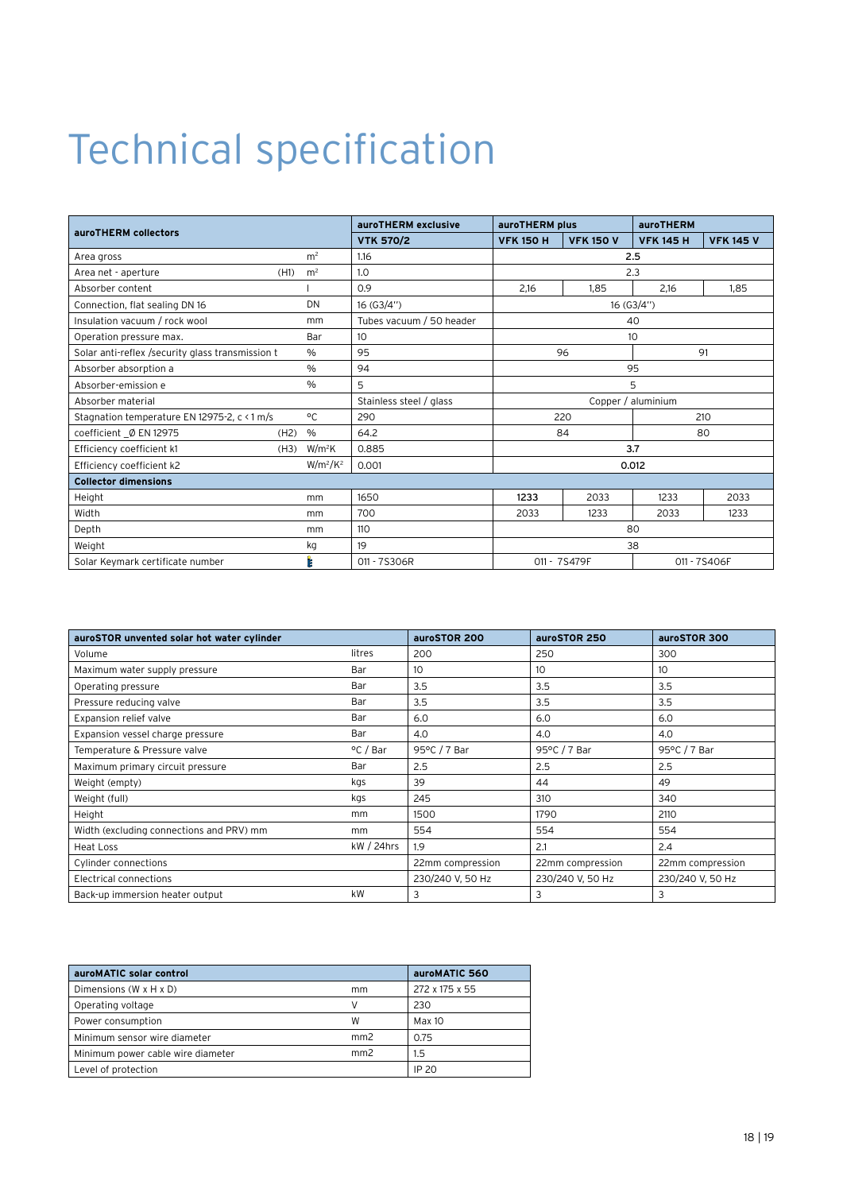# Technical specification

| auroTHERM collectors | | | auroTHERM exclusive | auroTHERM plus | | auroTHERM | |
|---|---|---|---|---|---|---|---|
| | | | VTK 570/2 | VFK 150 H | VFK 150 V | VFK 145 H | VFK 145 V |
| Area gross | | m² | 1.16 | 2.5 | | | |
| Area net - aperture | (H1) | m² | 1.0 | 2.3 | | | |
| Absorber content | | l | 0.9 | 2,16 | 1,85 | 2,16 | 1,85 |
| Connection, flat sealing DN 16 | | DN | 16 (G3/4") | 16 (G3/4") | | | |
| Insulation vacuum / rock wool | | mm | Tubes vacuum / 50 header | 40 | | | |
| Operation pressure max. | | Bar | 10 | 10 | | | |
| Solar anti-reflex /security glass transmission t | | % | 95 | 96 | | 91 | |
| Absorber absorption a | | % | 94 | 95 | | | |
| Absorber-emission e | | % | 5 | 5 | | | |
| Absorber material | | | Stainless steel / glass | Copper / aluminium | | | |
| Stagnation temperature EN 12975-2, c < 1 m/s | | °C | 290 | 220 | | 210 | |
| coefficient _0 EN 12975 | (H2) | % | 64.2 | 84 | | 80 | |
| Efficiency coefficient k1 | (H3) | W/m²K | 0.885 | 3.7 | | | |
| Efficiency coefficient k2 | | W/m²/K² | 0.001 | 0.012 | | | |
| **Collector dimensions** | | | | | | | |
| Height | | mm | 1650 | 1233 | 2033 | 1233 | 2033 |
| Width | | mm | 700 | 2033 | 1233 | 2033 | 1233 |
| Depth | | mm | 110 | 80 | | | |
| Weight | | kg | 19 | 38 | | | |
| Solar Keymark certificate number | | | 011 - 7S306R | 011 - 7S479F | | 011 - 7S406F | |

| auroSTOR unvented solar hot water cylinder | | auroSTOR 200 | auroSTOR 250 | auroSTOR 300 |
|---|---|---|---|---|
| Volume | litres | 200 | 250 | 300 |
| Maximum water supply pressure | Bar | 10 | 10 | 10 |
| Operating pressure | Bar | 3.5 | 3.5 | 3.5 |
| Pressure reducing valve | Bar | 3.5 | 3.5 | 3.5 |
| Expansion relief valve | Bar | 6.0 | 6.0 | 6.0 |
| Expansion vessel charge pressure | Bar | 4.0 | 4.0 | 4.0 |
| Temperature & Pressure valve | °C / Bar | 95°C / 7 Bar | 95°C / 7 Bar | 95°C / 7 Bar |
| Maximum primary circuit pressure | Bar | 2.5 | 2.5 | 2.5 |
| Weight (empty) | kgs | 39 | 44 | 49 |
| Weight (full) | kgs | 245 | 310 | 340 |
| Height | mm | 1500 | 1790 | 2110 |
| Width (excluding connections and PRV) mm | mm | 554 | 554 | 554 |
| Heat Loss | kW / 24hrs | 1.9 | 2.1 | 2.4 |
| Cylinder connections | | 22mm compression | 22mm compression | 22mm compression |
| Electrical connections | | 230/240 V, 50 Hz | 230/240 V, 50 Hz | 230/240 V, 50 Hz |
| Back-up immersion heater output | kW | 3 | 3 | 3 |

| auroMATIC solar control | | auroMATIC 560 |
|---|---|---|
| Dimensions (W x H x D) | mm | 272 x 175 x 55 |
| Operating voltage | V | 230 |
| Power consumption | W | Max 10 |
| Minimum sensor wire diameter | mm2 | 0.75 |
| Minimum power cable wire diameter | mm2 | 1.5 |
| Level of protection | | IP 20 |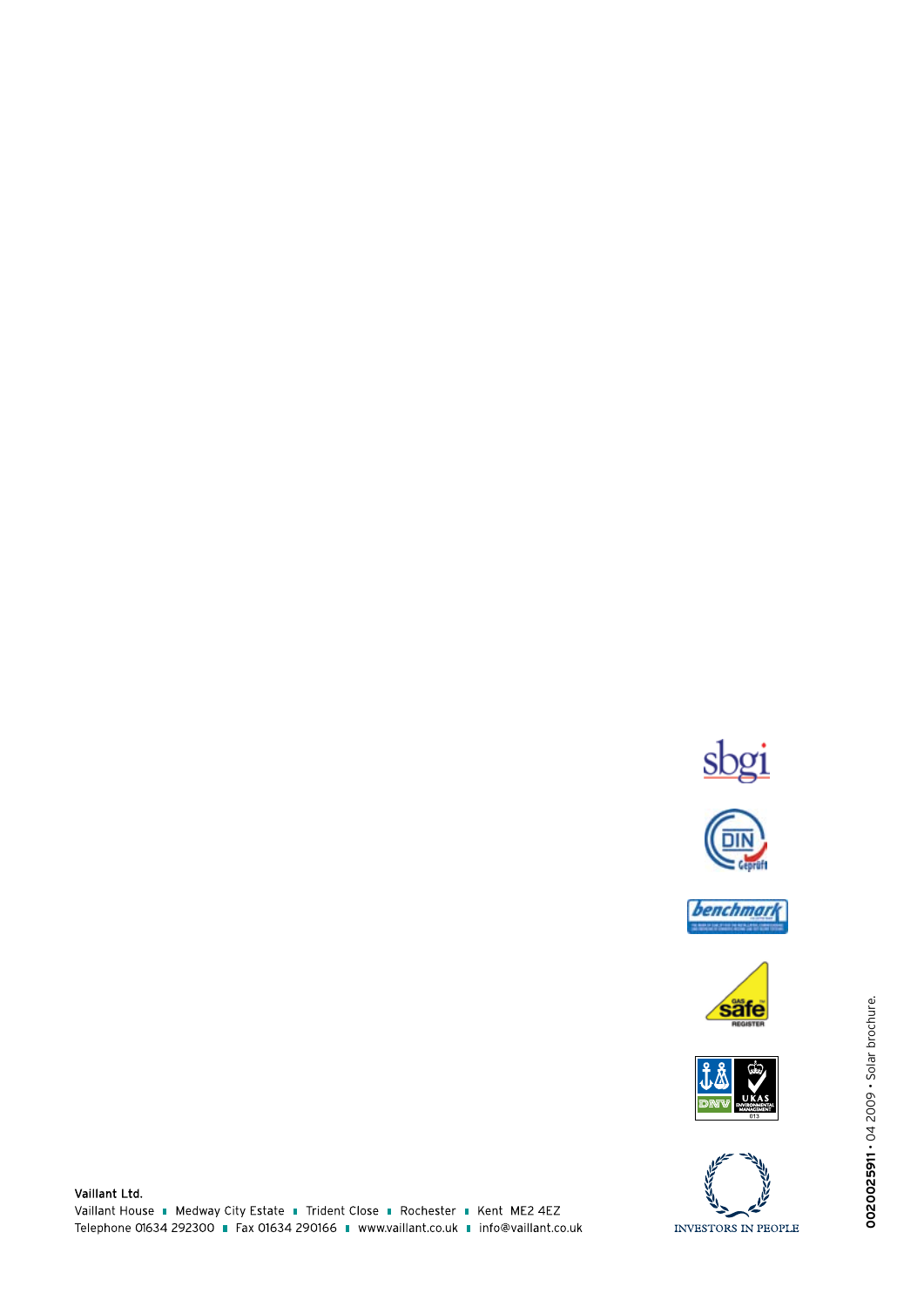**Vaillant Ltd.**
Vaillant House ▪ Medway City Estate ▪ Trident Close ▪ Rochester ▪ Kent ME2 4EZ
Telephone 01634 292300 ▪ Fax 01634 290166 ▪ www.vaillant.co.uk ▪ info@vaillant.co.uk

**0020025911** • 04 2009 • Solar brochure.